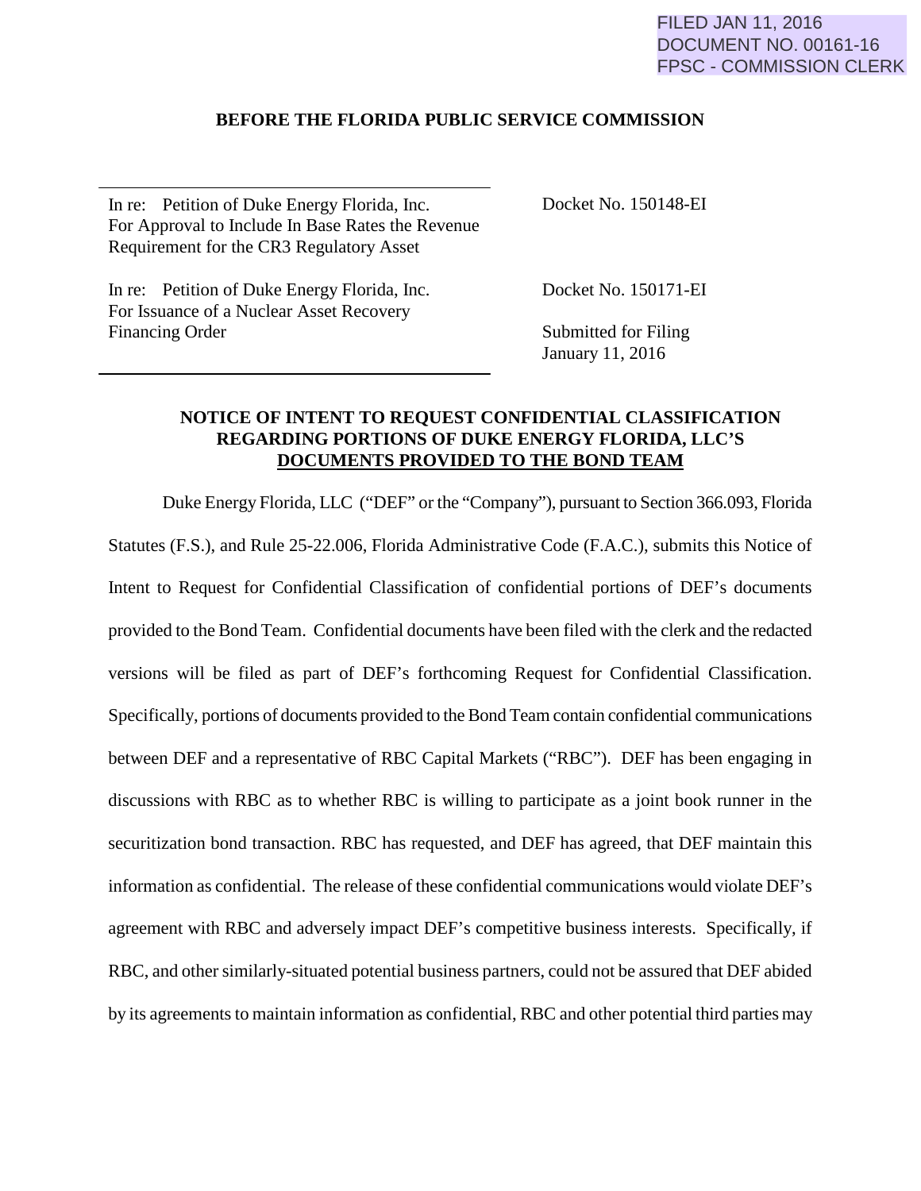FILED JAN 11, 2016
DOCUMENT NO. 00161-16
FPSC - COMMISSION CLERK

**BEFORE THE FLORIDA PUBLIC SERVICE COMMISSION**

| | |
|---|---|
| In re: Petition of Duke Energy Florida, Inc. For Approval to Include In Base Rates the Revenue Requirement for the CR3 Regulatory Asset | Docket No. 150148-EI |
| In re: Petition of Duke Energy Florida, Inc. For Issuance of a Nuclear Asset Recovery Financing Order | Docket No. 150171-EI<br><br>Submitted for Filing<br>January 11, 2016 |

**NOTICE OF INTENT TO REQUEST CONFIDENTIAL CLASSIFICATION REGARDING PORTIONS OF DUKE ENERGY FLORIDA, LLC'S DOCUMENTS PROVIDED TO THE BOND TEAM**

Duke Energy Florida, LLC ("DEF" or the "Company"), pursuant to Section 366.093, Florida Statutes (F.S.), and Rule 25-22.006, Florida Administrative Code (F.A.C.), submits this Notice of Intent to Request for Confidential Classification of confidential portions of DEF's documents provided to the Bond Team. Confidential documents have been filed with the clerk and the redacted versions will be filed as part of DEF's forthcoming Request for Confidential Classification. Specifically, portions of documents provided to the Bond Team contain confidential communications between DEF and a representative of RBC Capital Markets ("RBC"). DEF has been engaging in discussions with RBC as to whether RBC is willing to participate as a joint book runner in the securitization bond transaction. RBC has requested, and DEF has agreed, that DEF maintain this information as confidential. The release of these confidential communications would violate DEF's agreement with RBC and adversely impact DEF's competitive business interests. Specifically, if RBC, and other similarly-situated potential business partners, could not be assured that DEF abided by its agreements to maintain information as confidential, RBC and other potential third parties may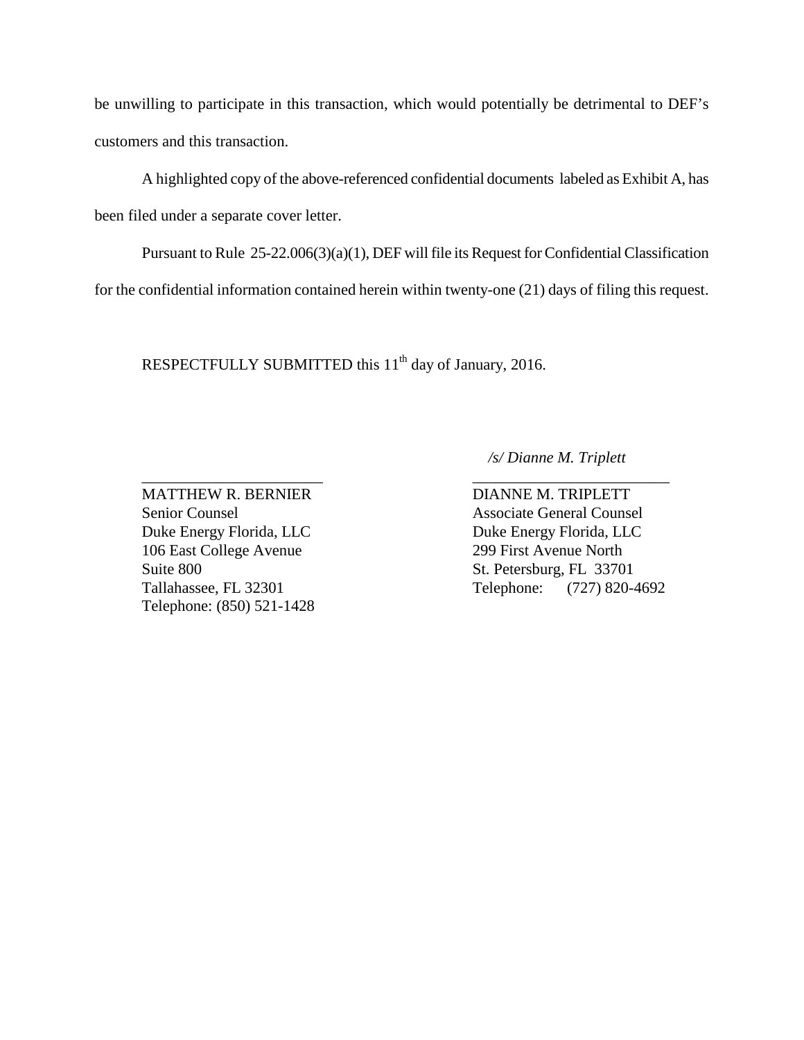be unwilling to participate in this transaction, which would potentially be detrimental to DEF's customers and this transaction.

A highlighted copy of the above-referenced confidential documents labeled as Exhibit A, has been filed under a separate cover letter.

Pursuant to Rule 25-22.006(3)(a)(1), DEF will file its Request for Confidential Classification for the confidential information contained herein within twenty-one (21) days of filing this request.

RESPECTFULLY SUBMITTED this 11th day of January, 2016.

_/s/ Dianne M. Triplett_

______________________
MATTHEW R. BERNIER
Senior Counsel
Duke Energy Florida, LLC
106 East College Avenue
Suite 800
Tallahassee, FL 32301
Telephone: (850) 521-1428

______________________
DIANNE M. TRIPLETT
Associate General Counsel
Duke Energy Florida, LLC
299 First Avenue North
St. Petersburg, FL 33701
Telephone: (727) 820-4692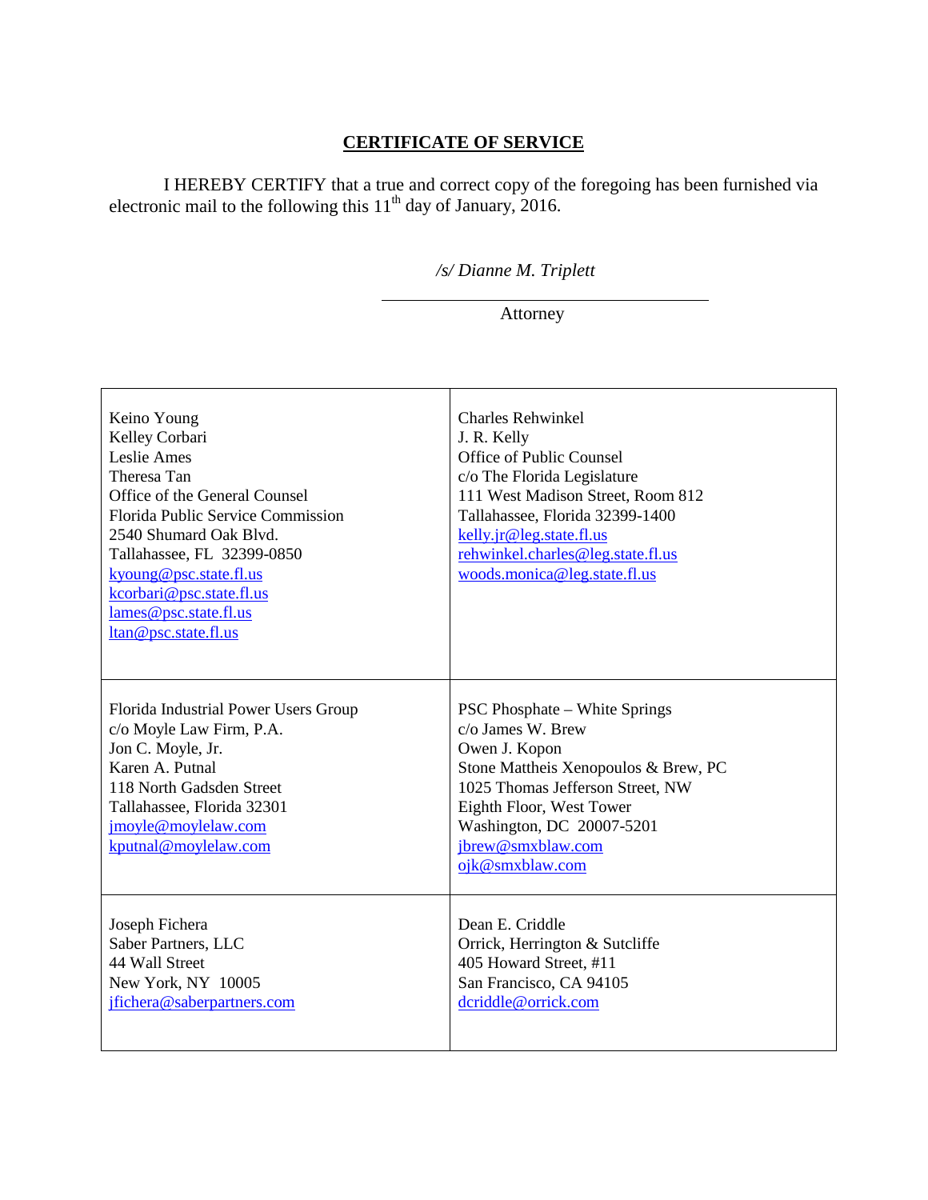## **CERTIFICATE OF SERVICE**

I HEREBY CERTIFY that a true and correct copy of the foregoing has been furnished via electronic mail to the following this 11th day of January, 2016.

*/s/ Dianne M. Triplett*

Attorney

| | |
|---|---|
| Keino Young<br>Kelley Corbari<br>Leslie Ames<br>Theresa Tan<br>Office of the General Counsel<br>Florida Public Service Commission<br>2540 Shumard Oak Blvd.<br>Tallahassee, FL 32399-0850<br>kyoung@psc.state.fl.us<br>kcorbari@psc.state.fl.us<br>lames@psc.state.fl.us<br>ltan@psc.state.fl.us | Charles Rehwinkel<br>J. R. Kelly<br>Office of Public Counsel<br>c/o The Florida Legislature<br>111 West Madison Street, Room 812<br>Tallahassee, Florida 32399-1400<br>kelly.jr@leg.state.fl.us<br>rehwinkel.charles@leg.state.fl.us<br>woods.monica@leg.state.fl.us |
| Florida Industrial Power Users Group<br>c/o Moyle Law Firm, P.A.<br>Jon C. Moyle, Jr.<br>Karen A. Putnal<br>118 North Gadsden Street<br>Tallahassee, Florida 32301<br>jmoyle@moylelaw.com<br>kputnal@moylelaw.com | PSC Phosphate – White Springs<br>c/o James W. Brew<br>Owen J. Kopon<br>Stone Mattheis Xenopoulos & Brew, PC<br>1025 Thomas Jefferson Street, NW<br>Eighth Floor, West Tower<br>Washington, DC 20007-5201<br>jbrew@smxblaw.com<br>ojk@smxblaw.com |
| Joseph Fichera<br>Saber Partners, LLC<br>44 Wall Street<br>New York, NY 10005<br>jfichera@saberpartners.com | Dean E. Criddle<br>Orrick, Herrington & Sutcliffe<br>405 Howard Street, #11<br>San Francisco, CA 94105<br>dcriddle@orrick.com |